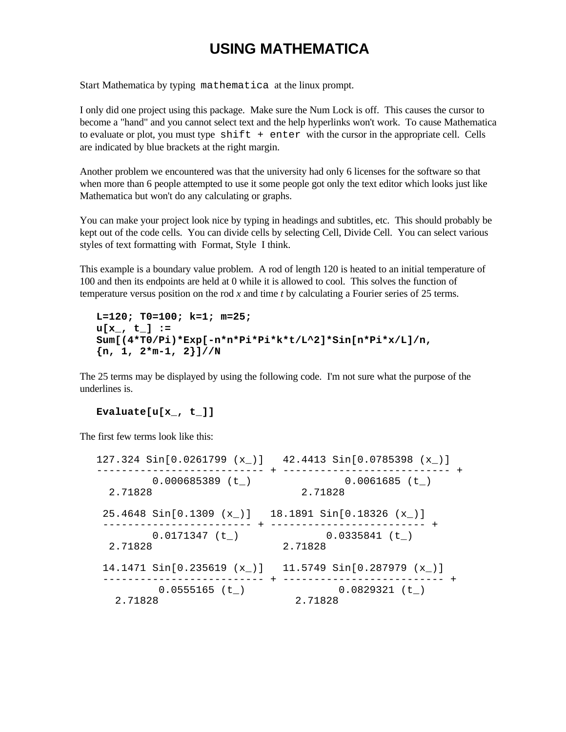# USING MATHEMATICA

Start Mathematica by typing `mathematica` at the linux prompt.

I only did one project using this package. Make sure the Num Lock is off. This causes the cursor to become a "hand" and you cannot select text and the help hyperlinks won't work. To cause Mathematica to evaluate or plot, you must type `shift + enter` with the cursor in the appropriate cell. Cells are indicated by blue brackets at the right margin.

Another problem we encountered was that the university had only 6 licenses for the software so that when more than 6 people attempted to use it some people got only the text editor which looks just like Mathematica but won't do any calculating or graphs.

You can make your project look nice by typing in headings and subtitles, etc. This should probably be kept out of the code cells. You can divide cells by selecting Cell, Divide Cell. You can select various styles of text formatting with Format, Style I think.

This example is a boundary value problem. A rod of length 120 is heated to an initial temperature of 100 and then its endpoints are held at 0 while it is allowed to cool. This solves the function of temperature versus position on the rod *x* and time *t* by calculating a Fourier series of 25 terms.

```
L=120; T0=100; k=1; m=25;
u[x_, t_] :=
Sum[(4*T0/Pi)*Exp[-n*n*Pi*Pi*k*t/L^2]*Sin[n*Pi*x/L]/n,
{n, 1, 2*m-1, 2}]//N
```

The 25 terms may be displayed by using the following code. I'm not sure what the purpose of the underlines is.

```
Evaluate[u[x_, t_]]
```

The first few terms look like this:

```
127.324 Sin[0.0261799 (x_)]   42.4413 Sin[0.0785398 (x_)]
-------------------------- + -------------------------- +
         0.000685389 (t_)               0.0061685 (t_)
  2.71828                        2.71828

 25.4648 Sin[0.1309 (x_)]   18.1891 Sin[0.18326 (x_)]
 ------------------------ + ------------------------ +
         0.0171347 (t_)            0.0335841 (t_)
  2.71828                     2.71828

 14.1471 Sin[0.235619 (x_)]   11.5749 Sin[0.287979 (x_)]
 -------------------------- + ------------------------- +
          0.0555165 (t_)               0.0829321 (t_)
   2.71828                      2.71828
```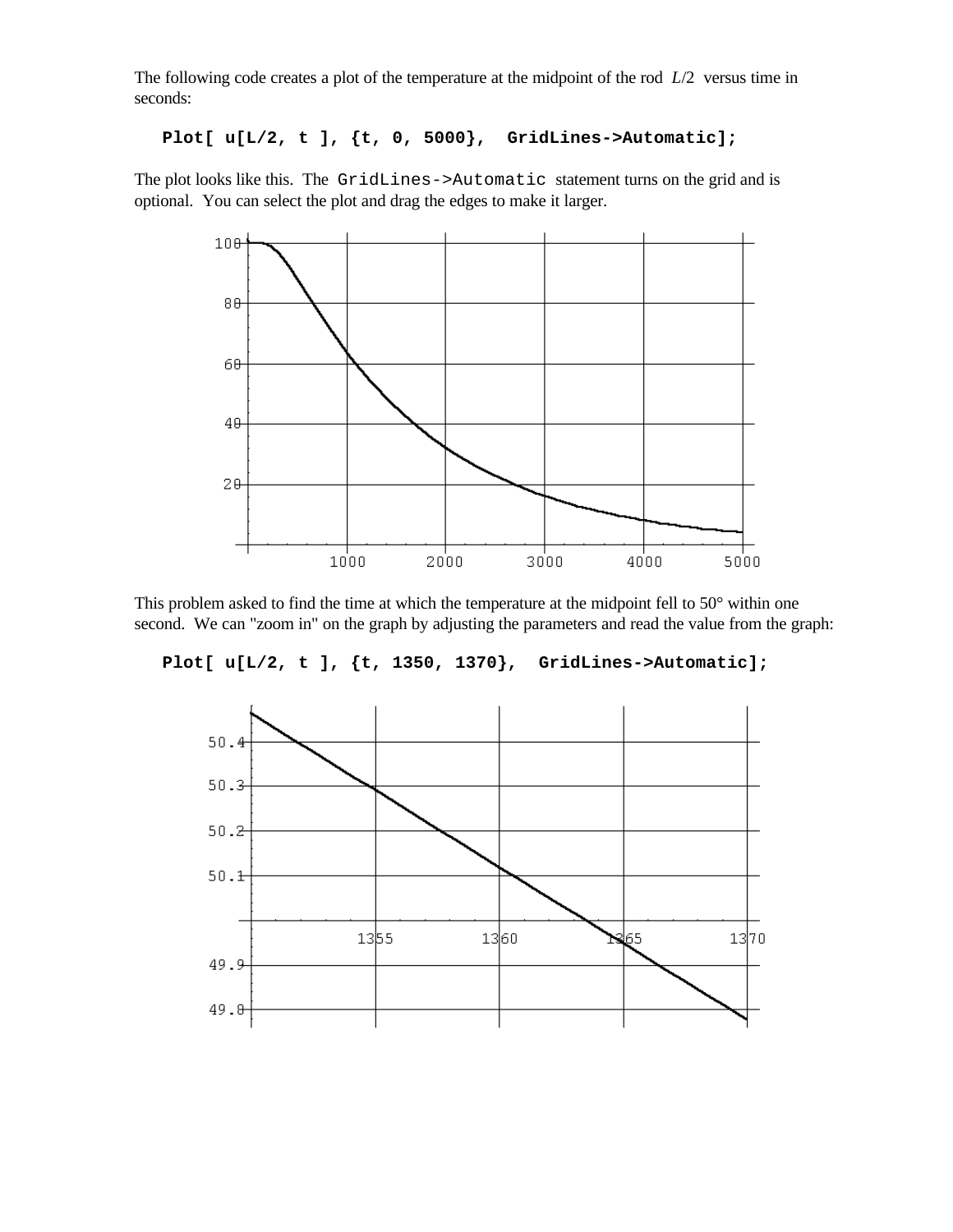The following code creates a plot of the temperature at the midpoint of the rod $L/2$ versus time in seconds:

```
Plot[ u[L/2, t ], {t, 0, 5000},  GridLines->Automatic];
```

The plot looks like this. The `GridLines->Automatic` statement turns on the grid and is optional. You can select the plot and drag the edges to make it larger.

This problem asked to find the time at which the temperature at the midpoint fell to 50° within one second. We can "zoom in" on the graph by adjusting the parameters and read the value from the graph:

```
Plot[ u[L/2, t ], {t, 1350, 1370},  GridLines->Automatic];
```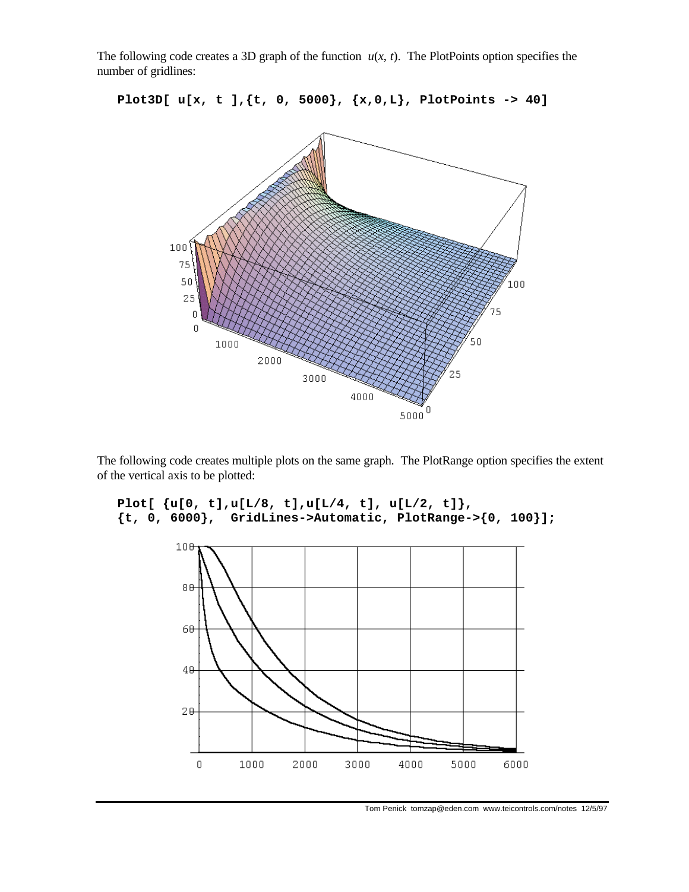The following code creates a 3D graph of the function $u(x, t)$. The PlotPoints option specifies the number of gridlines:

```
Plot3D[ u[x, t ],{t, 0, 5000}, {x,0,L}, PlotPoints -> 40]
```

100
75
50
25
0
0
1000
2000
3000
4000
5000
0
25
50
75
100

The following code creates multiple plots on the same graph. The PlotRange option specifies the extent of the vertical axis to be plotted:

```
Plot[ {u[0, t],u[L/8, t],u[L/4, t], u[L/2, t]},
{t, 0, 6000},  GridLines->Automatic, PlotRange->{0, 100}];
```

100
80
60
40
20
0
1000
2000
3000
4000
5000
6000